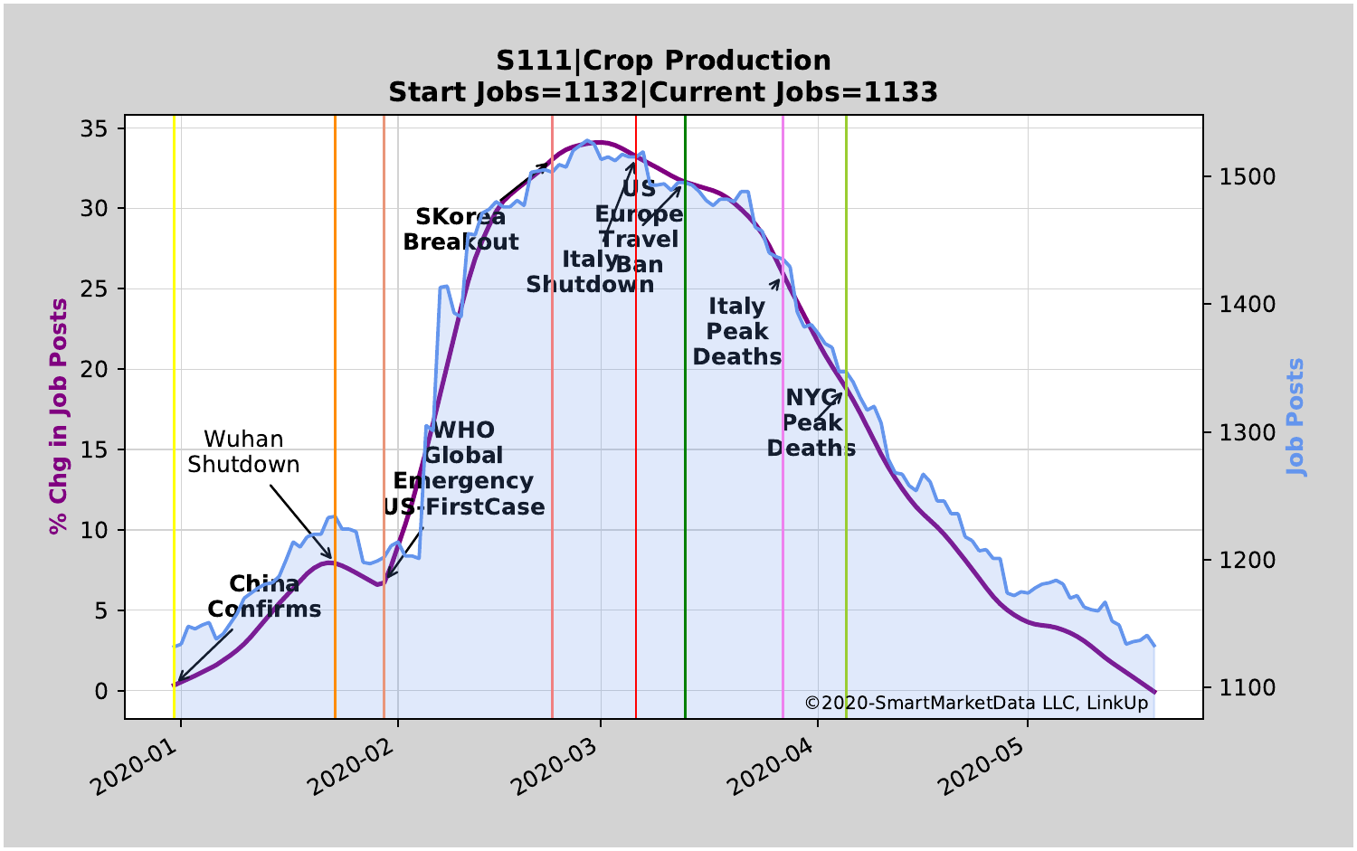# S111|Crop Production
## Start Jobs=1132|Current Jobs=1133

% Chg in Job Posts

Job Posts

China Confirms

Wuhan Shutdown

WHO Global Emergency

US-FirstCase

SKorea Breakout

Italy Shutdown

US Europe Travel Ban

Italy Peak Deaths

NYC Peak Deaths

2020-01 2020-02 2020-03 2020-04 2020-05

©2020-SmartMarketData LLC, LinkUp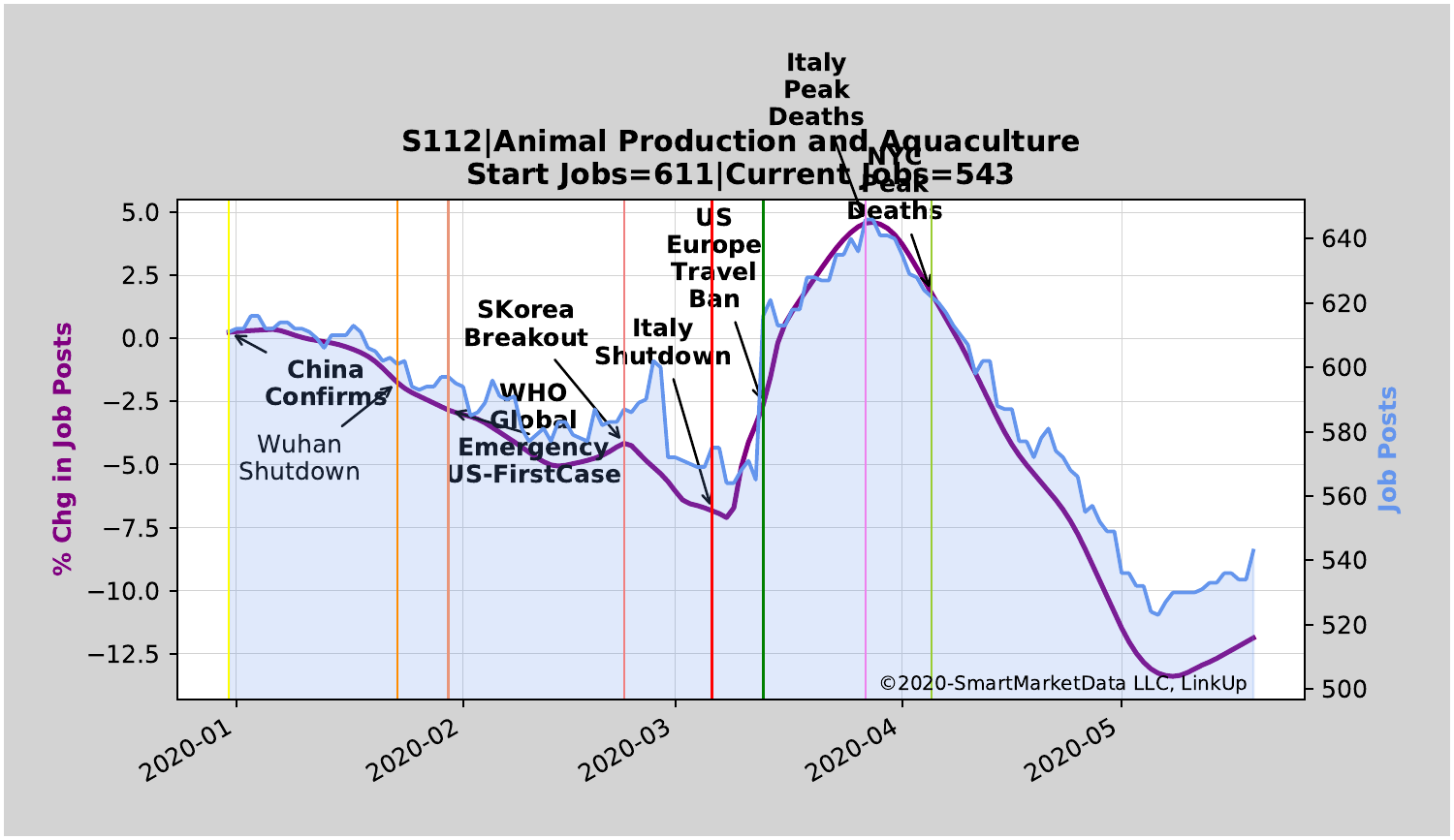**S112|Animal Production and Aquaculture**
**Start Jobs=611|Current Jobs=543**

©2020-SmartMarketData LLC, LinkUp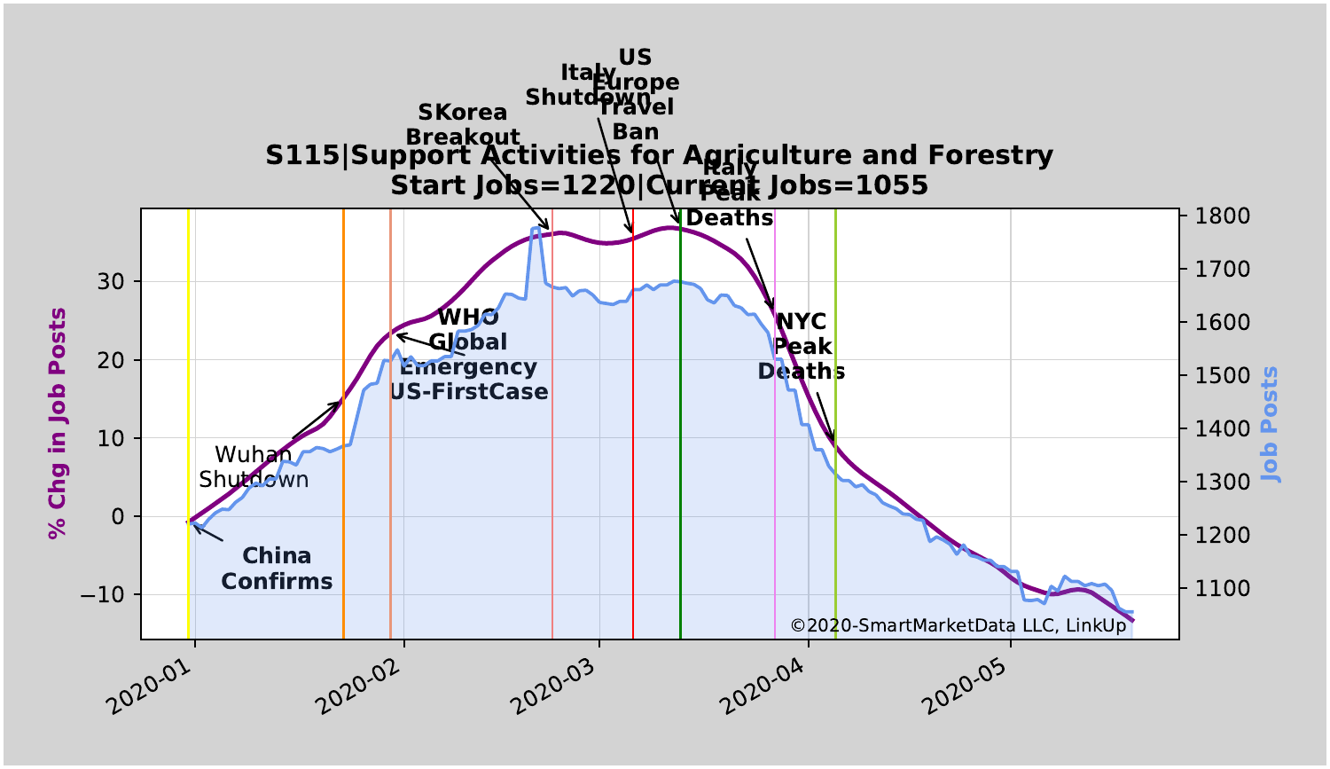**S115|Support Activities for Agriculture and Forestry**
**Start Jobs=1220|Current Jobs=1055**

©2020-SmartMarketData LLC, LinkUp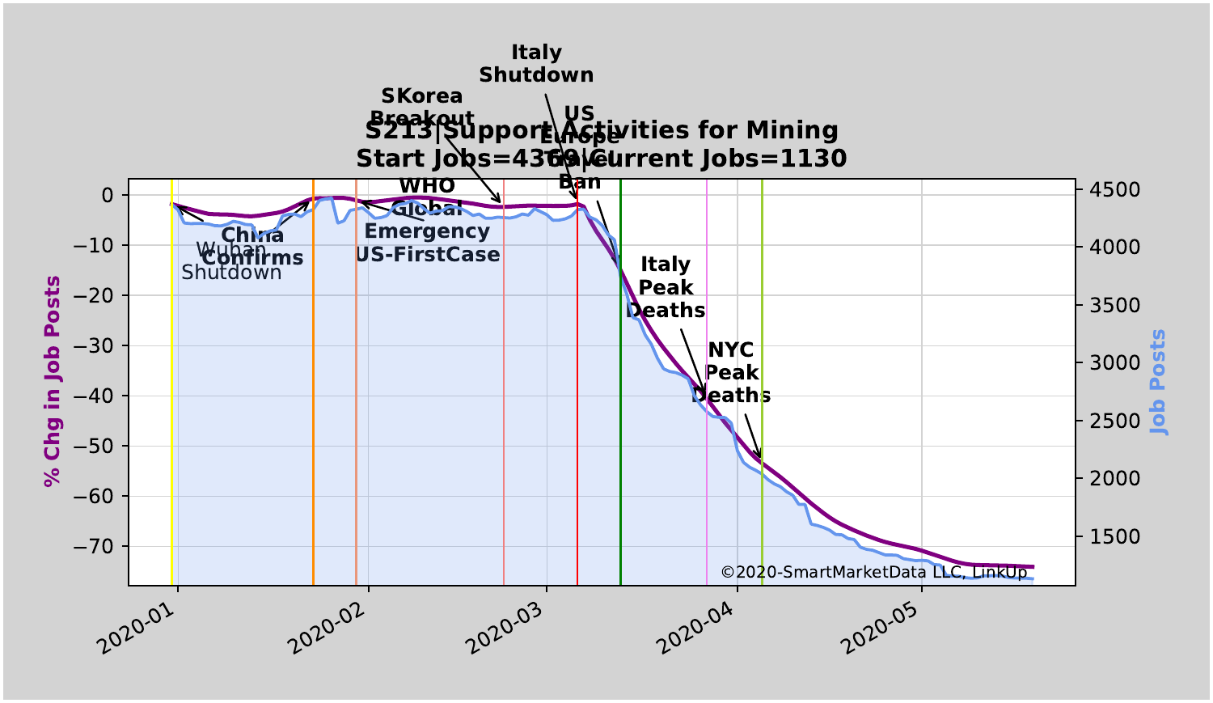**S213|Support Activities for Mining**
**Start Jobs=4369|Current Jobs=1130**

Annotations: Wuhan Shutdown; China Confirms; WHO Global Emergency; US-FirstCase; SKorea Breakout; Italy Shutdown; US Europe Travel Ban; Italy Peak Deaths; NYC Peak Deaths

Left axis: % Chg in Job Posts (0, −10, −20, −30, −40, −50, −60, −70)

Right axis: Job Posts (4500, 4000, 3500, 3000, 2500, 2000, 1500)

X axis: 2020-01, 2020-02, 2020-03, 2020-04, 2020-05

©2020-SmartMarketData LLC, LinkUp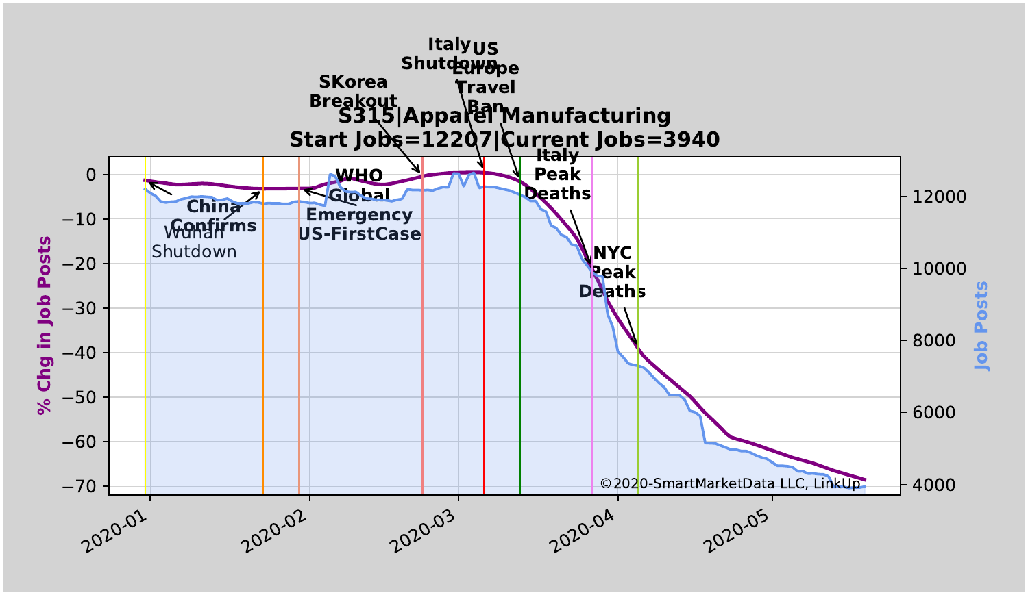**S315|Apparel Manufacturing**
**Start Jobs=12207|Current Jobs=3940**

% Chg in Job Posts

Job Posts

China Confirms

Wuhan Shutdown

WHO Global Emergency US-FirstCase

SKorea Breakout

Italy Shutdown

US Europe Travel Ban

Italy Peak Deaths

NYC Peak Deaths

©2020-SmartMarketData LLC, LinkUp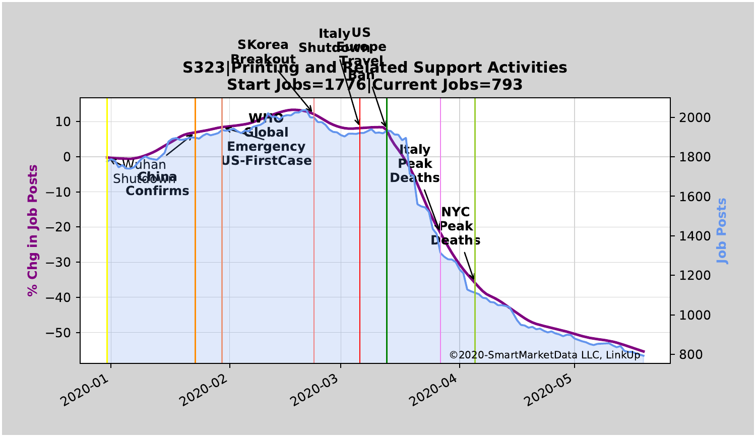S323|Printing and Related Support Activities
Start Jobs=1776|Current Jobs=793

©2020-SmartMarketData LLC, LinkUp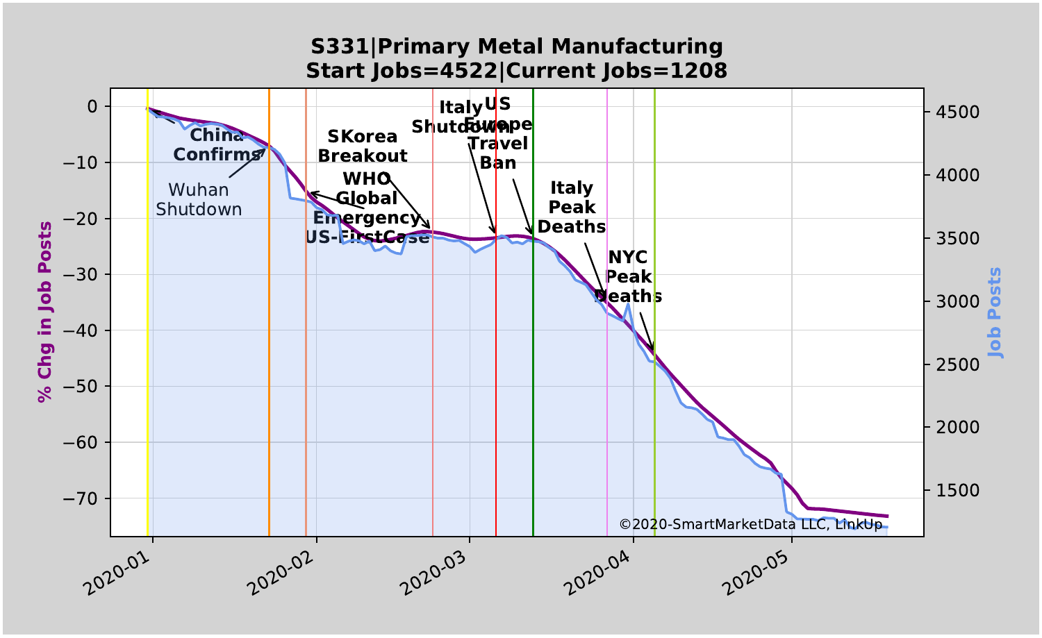## S331|Primary Metal Manufacturing
## Start Jobs=4522|Current Jobs=1208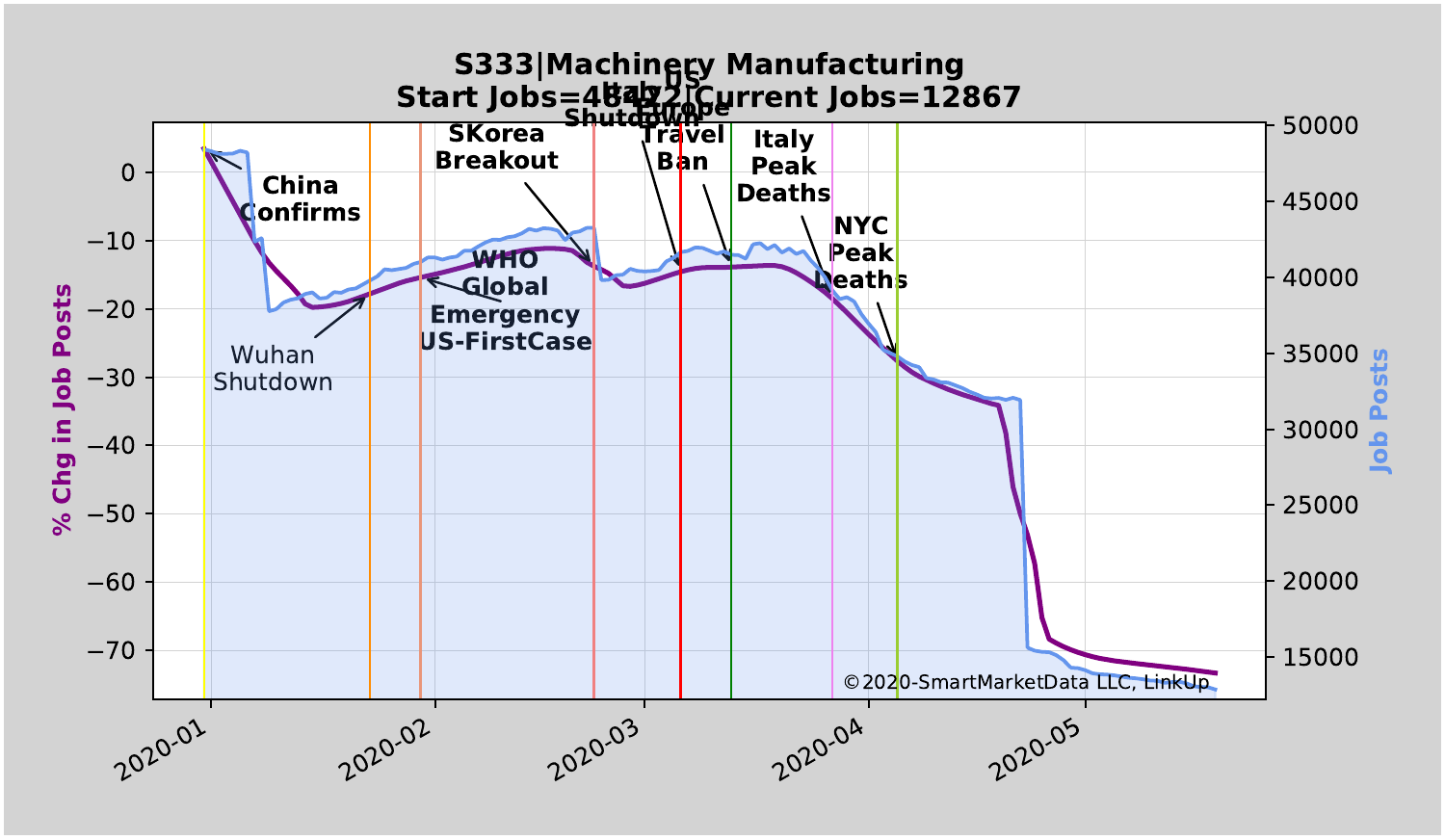## S333|Machinery Manufacturing
## Start Jobs=48472|Current Jobs=12867

China Confirms

Wuhan Shutdown

WHO Global Emergency US-FirstCase

SKorea Breakout

Italy Shutdown

US Europe Travel Ban

Italy Peak Deaths

NYC Peak Deaths

% Chg in Job Posts

Job Posts

©2020-SmartMarketData LLC, LinkUp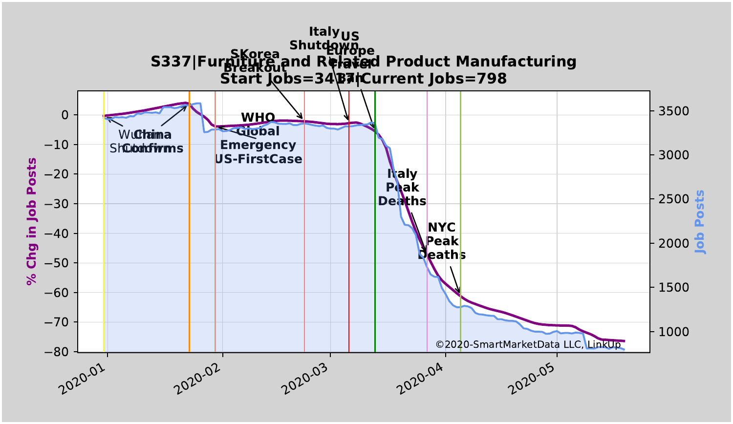**S337|Furniture and Related Product Manufacturing**
**Start Jobs=3417|Current Jobs=798**

% Chg in Job Posts

Job Posts

Wuhan Shutdown

China Confirms

WHO Global Emergency US-FirstCase

SKorea Breakout

Italy Shutdown

US Europe Travel Ban

Italy Peak Deaths

NYC Peak Deaths

2020-01, 2020-02, 2020-03, 2020-04, 2020-05

©2020-SmartMarketData LLC, LinkUp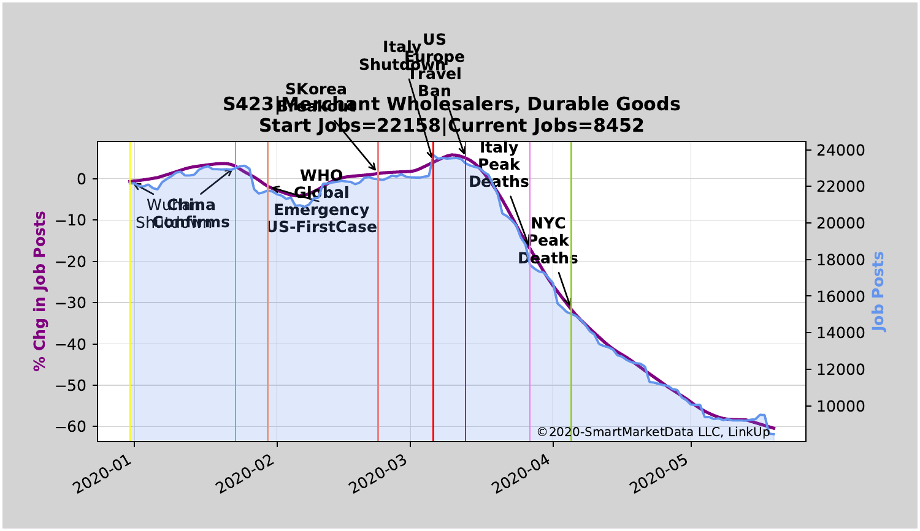## S423|Merchant Wholesalers, Durable Goods
## Start Jobs=22158|Current Jobs=8452

©2020-SmartMarketData LLC, LinkUp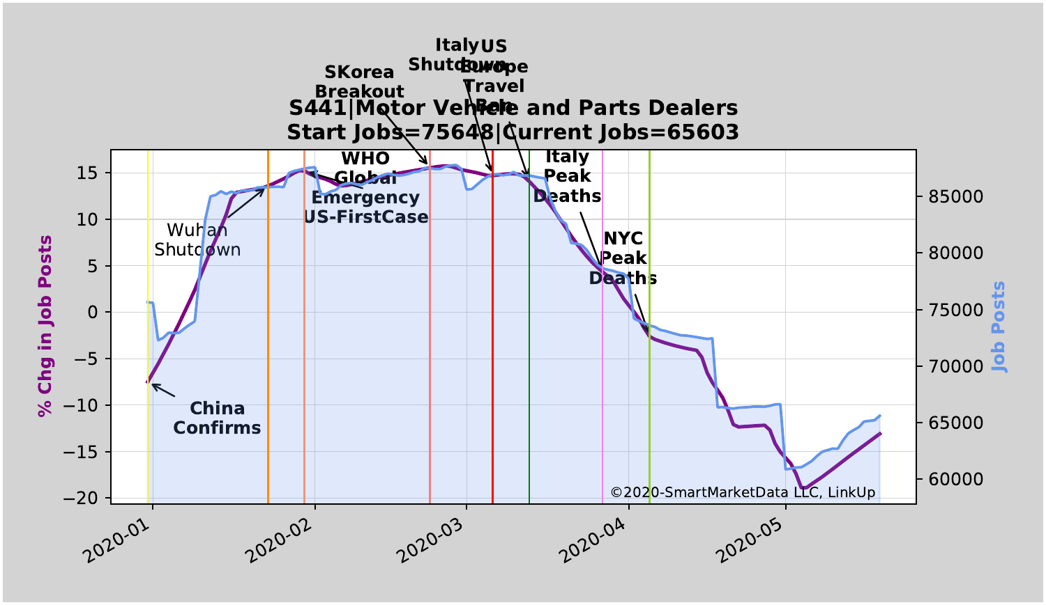**S441|Motor Vehicle and Parts Dealers**
**Start Jobs=75648|Current Jobs=65603**

% Chg in Job Posts

Job Posts

China Confirms

Wuhan Shutdown

WHO Global Emergency

US-FirstCase

SKorea Breakout

Italy Shutdown

US Europe Travel Ban

Italy Peak Deaths

NYC Peak Deaths

2020-01 2020-02 2020-03 2020-04 2020-05

©2020-SmartMarketData LLC, LinkUp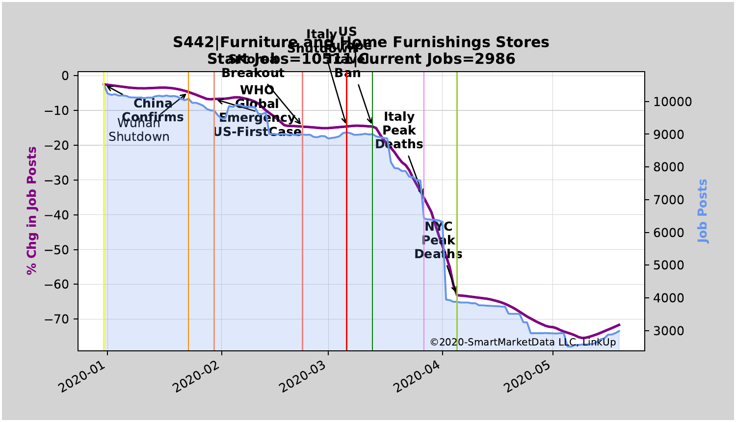# S442|Furniture and Home Furnishings Stores
## Start Jobs=10511|Current Jobs=2986

| Annotation |
| --- |
| China Confirms |
| Wuhan Shutdown |
| SK-Korea Breakout |
| WHO Global Emergency |
| US-FirstCase |
| Italy Shutdown |
| US Europe Travel Ban |
| Italy Peak Deaths |
| NYC Peak Deaths |

Left axis: % Chg in Job Posts (0 to −70)

Right axis: Job Posts (3000 to 10000)

X axis: 2020-01, 2020-02, 2020-03, 2020-04, 2020-05

©2020-SmartMarketData LLC, LinkUp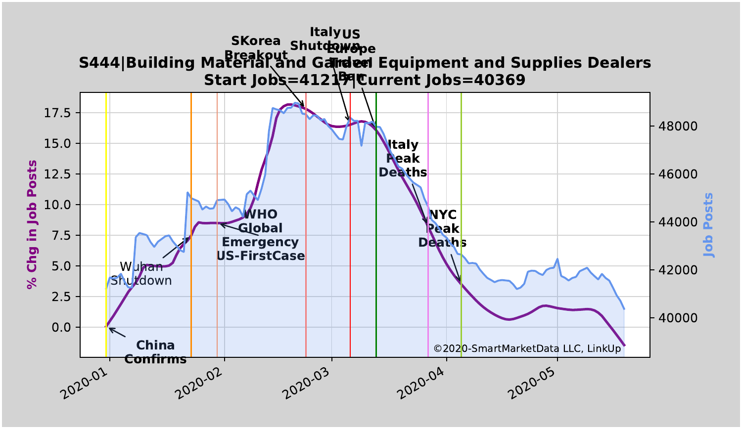S444|Building Material and Garden Equipment and Supplies Dealers
Start Jobs=41217|Current Jobs=40369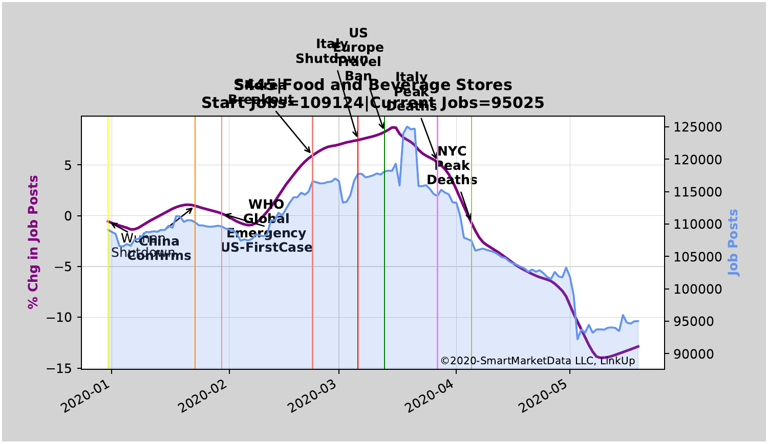445|Food and Beverage Stores
Start Jobs=109124|Current Jobs=95025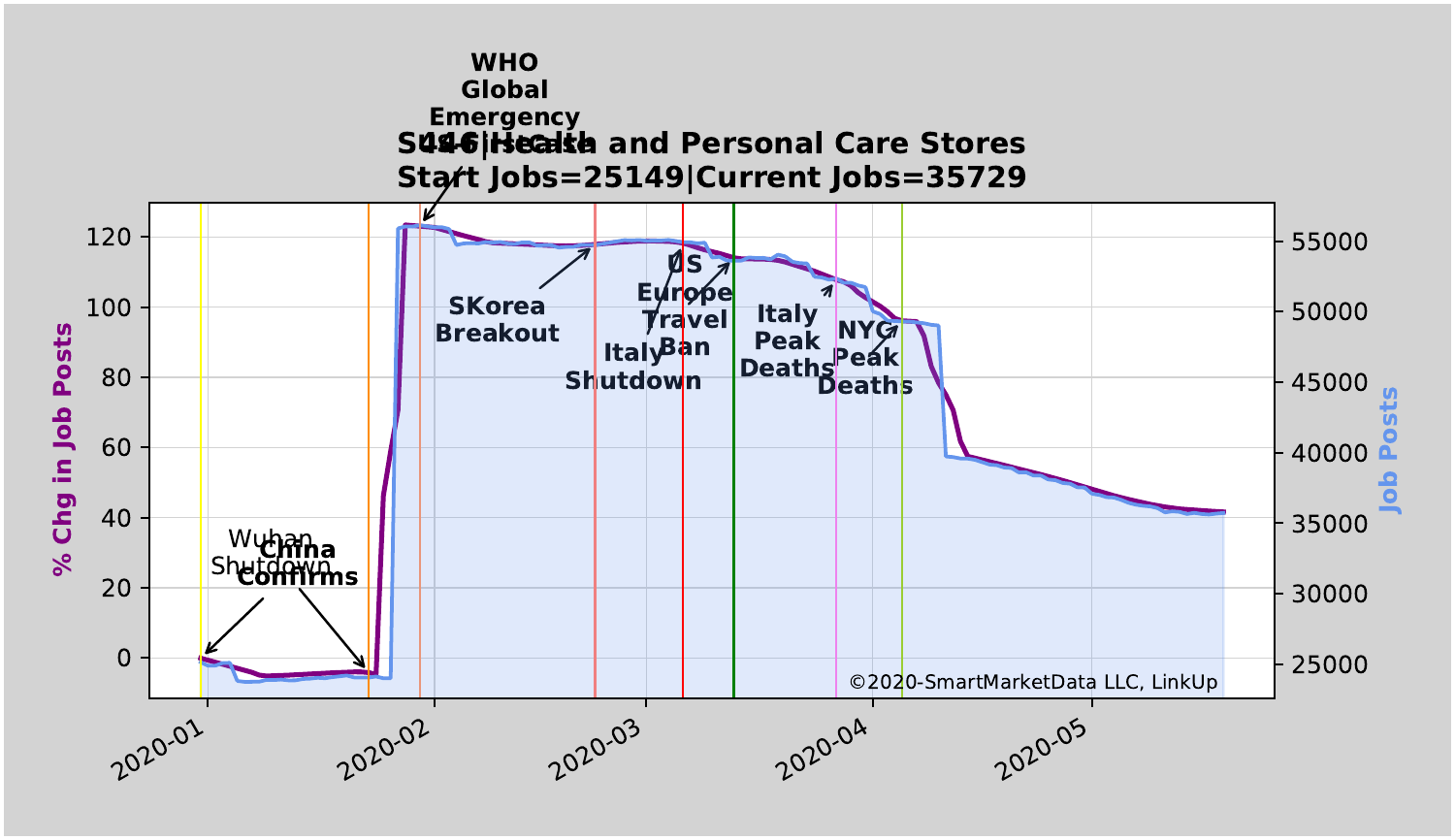# S446|Health and Personal Care Stores
## Start Jobs=25149|Current Jobs=35729

WHO Global Emergency

Wuhan Shutdown

China Confirms

SKorea Breakout

Italy Shutdown

US Europe Travel Ban

Italy Peak Deaths

NYC Peak Deaths

% Chg in Job Posts

Job Posts

©2020-SmartMarketData LLC, LinkUp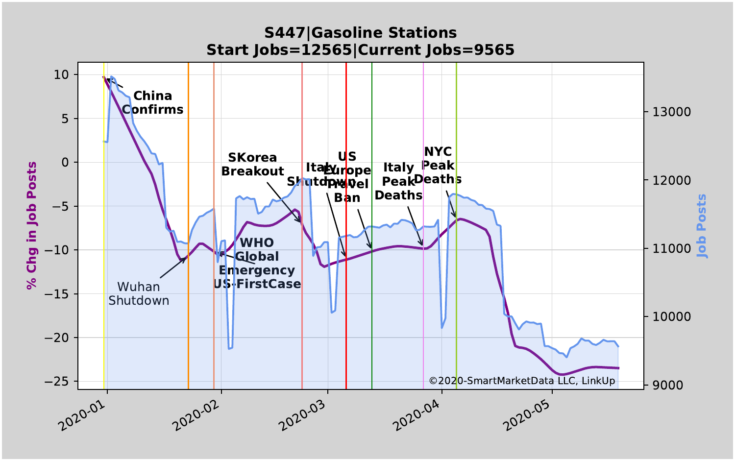**S447|Gasoline Stations**

**Start Jobs=12565|Current Jobs=9565**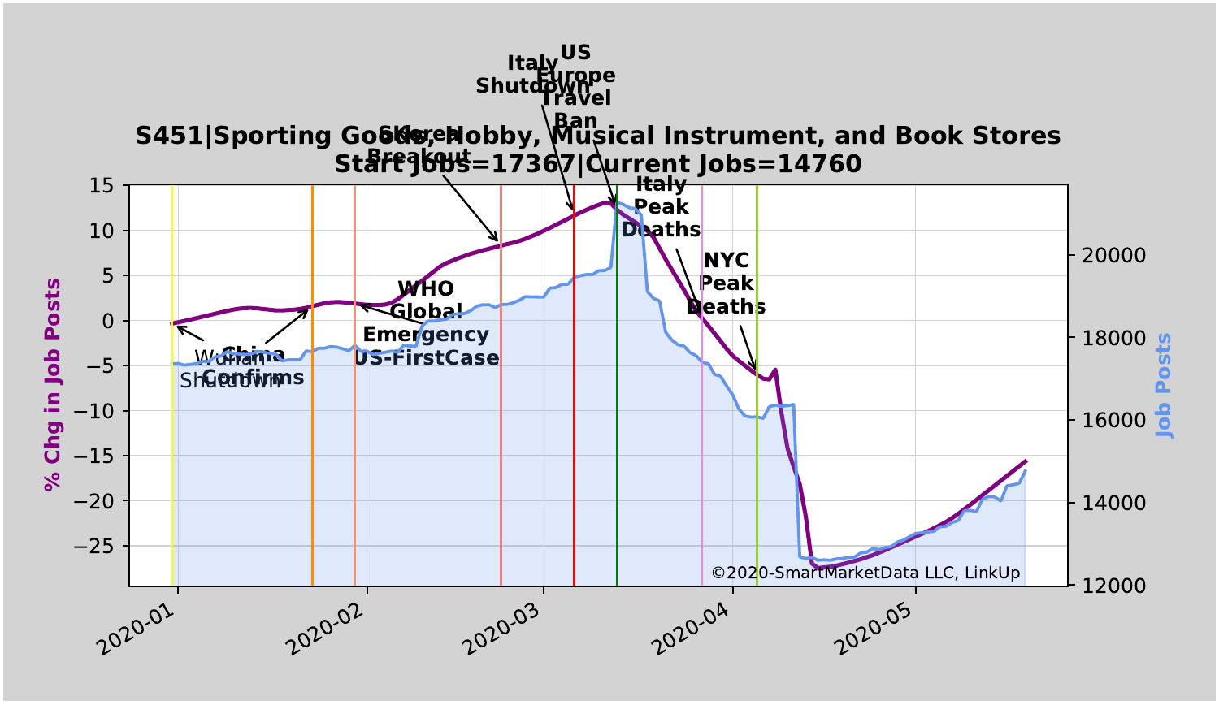**S451|Sporting Goods, Hobby, Musical Instrument, and Book Stores**
**Start Jobs=17367|Current Jobs=14760**

Annotations: Wuhan Shutdown; China Confirms; WHO Global Emergency; US-FirstCase; S.Korea Breakout; Italy Shutdown; US Europe Travel Ban; Italy Peak Deaths; NYC Peak Deaths

Left axis: % Chg in Job Posts (−25 to 15)

Right axis: Job Posts (12000 to 20000)

X-axis: 2020-01, 2020-02, 2020-03, 2020-04, 2020-05

©2020-SmartMarketData LLC, LinkUp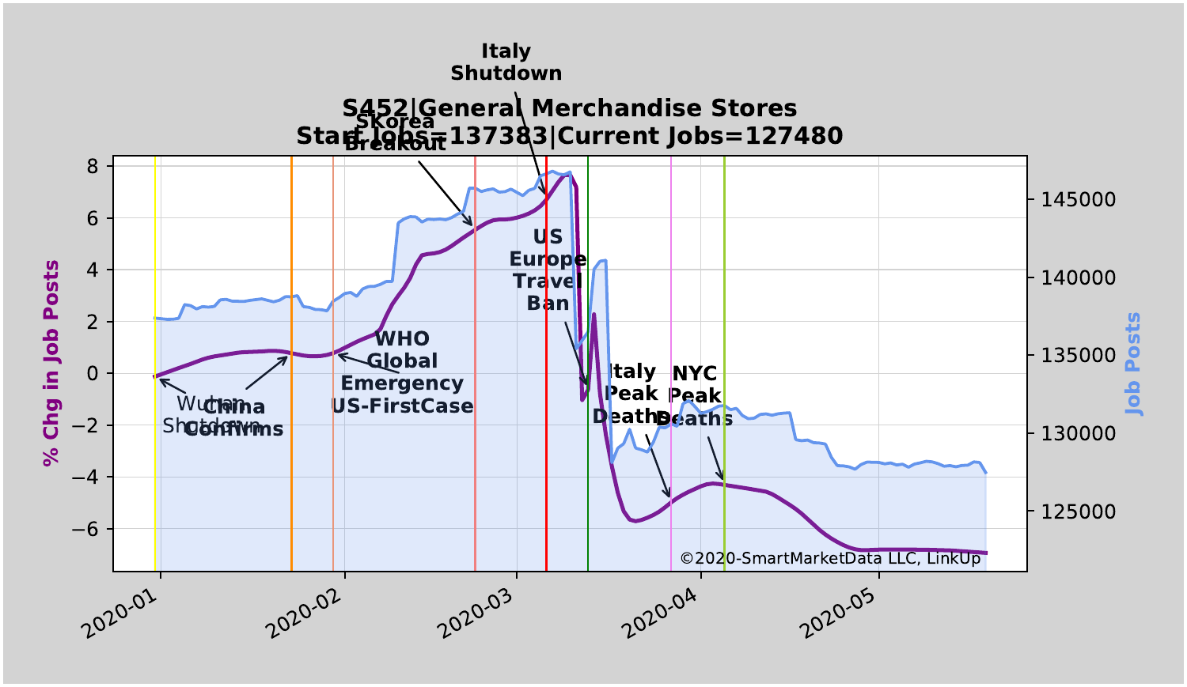S452|General Merchandise Stores
Start Jobs=137383|Current Jobs=127480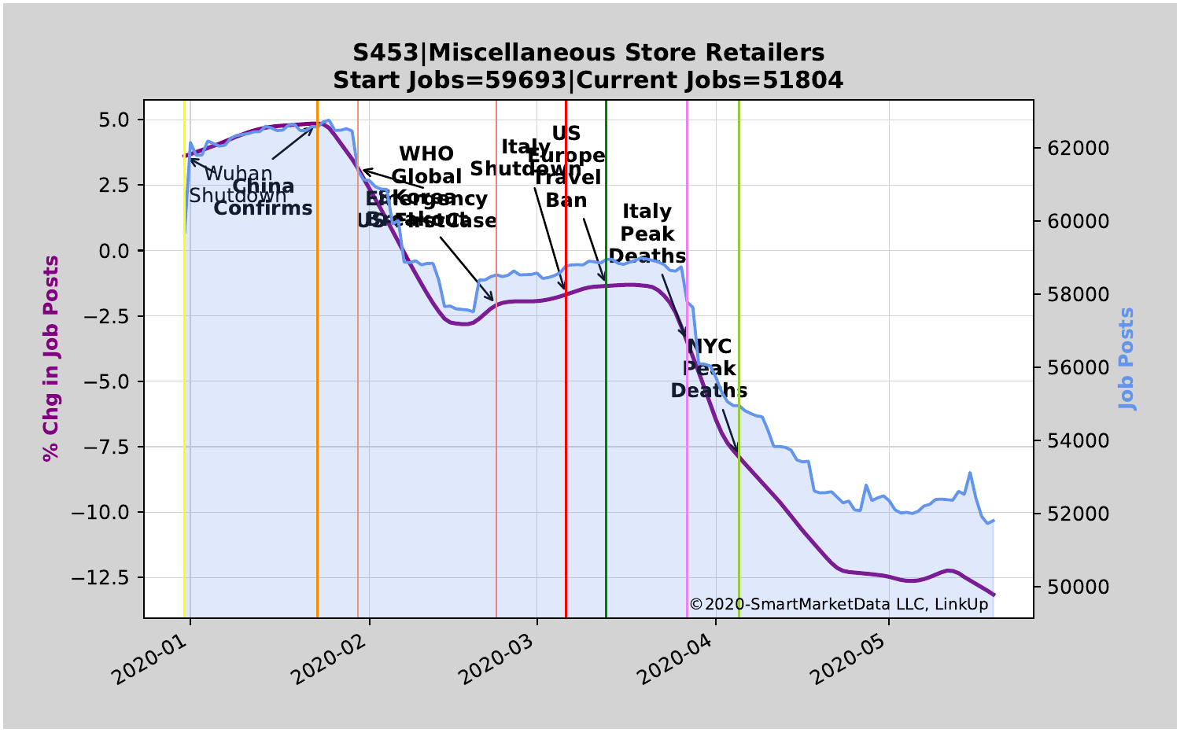# S453|Miscellaneous Store Retailers

## Start Jobs=59693|Current Jobs=51804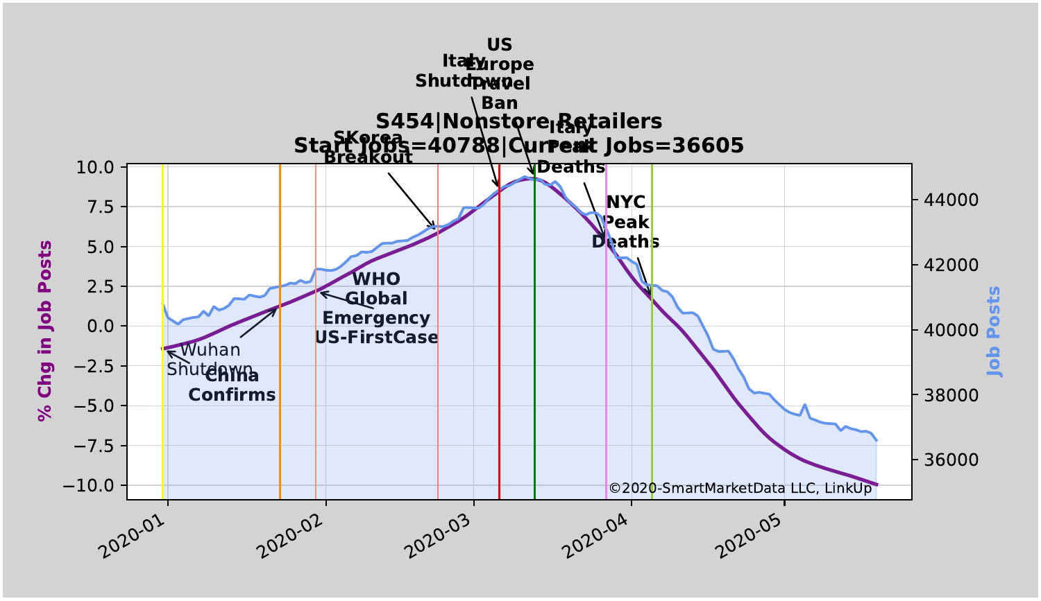**S454|Nonstore Retailers**
**Start Jobs=40788|Current Jobs=36605**

% Chg in Job Posts

Job Posts

Wuhan Shutdown

China Confirms

WHO Global Emergency US-FirstCase

SKorea Breakout

Italy Shutdown

US Europe Travel Ban

Italy Peak Deaths

NYC Peak Deaths

©2020-SmartMarketData LLC, LinkUp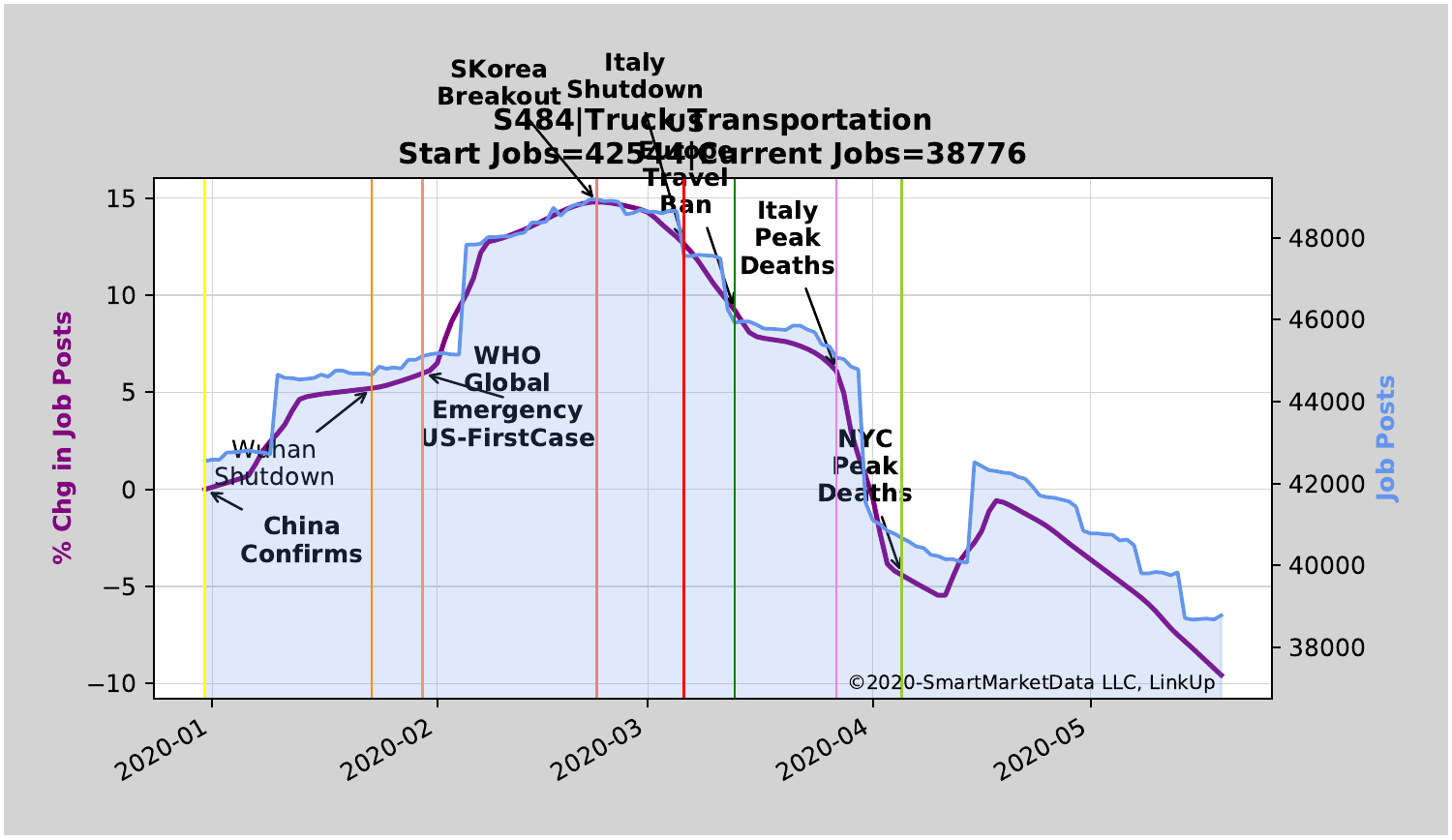**S484|Truck Transportation**

**Start Jobs=42544|Current Jobs=38776**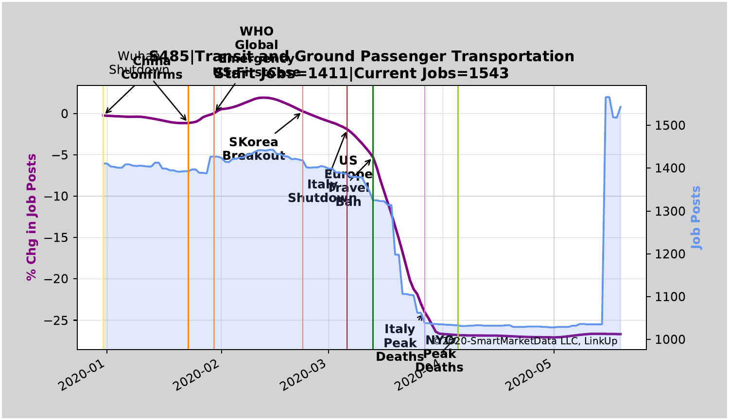S485|Transit and Ground Passenger Transportation
Start Jobs=1411|Current Jobs=1543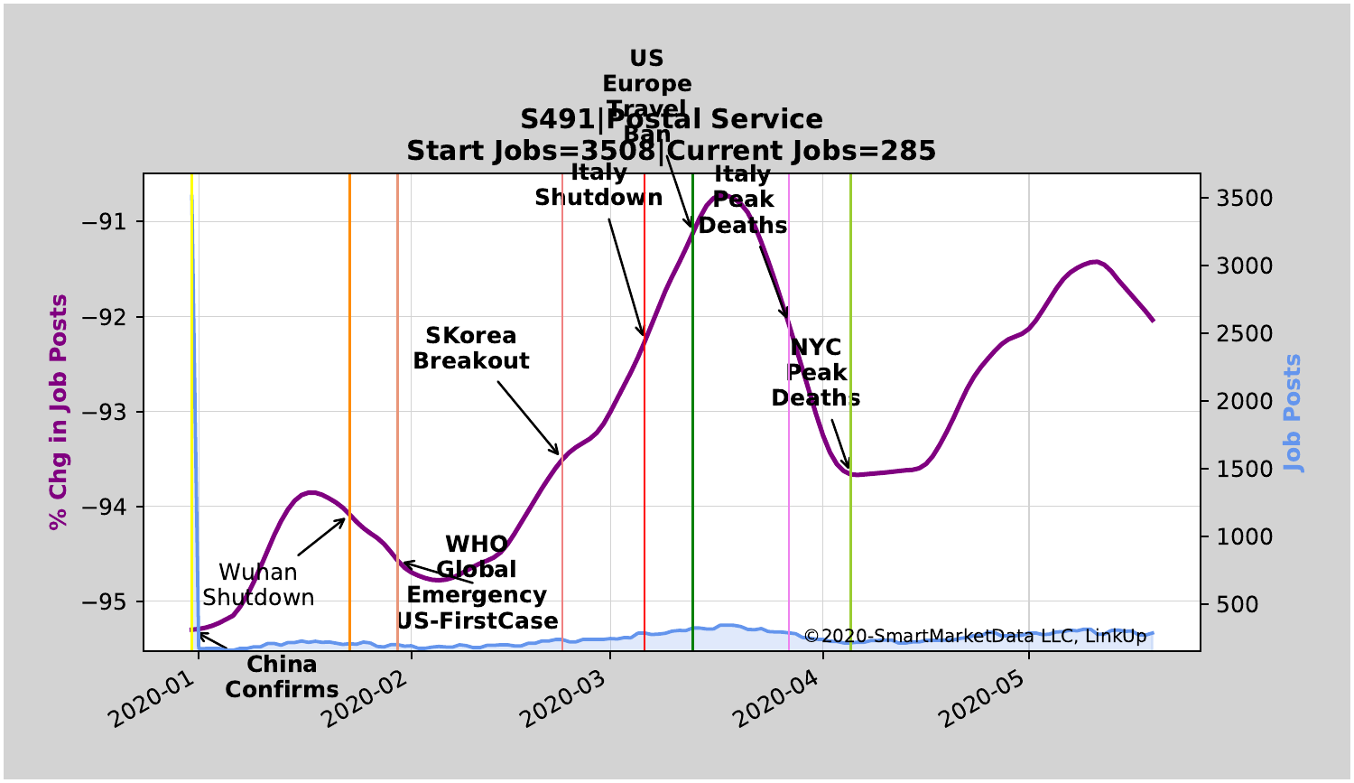**S491|Postal Service**

**Start Jobs=3508|Current Jobs=285**

% Chg in Job Posts | Job Posts

Annotations: China Confirms; Wuhan Shutdown; WHO Global Emergency US-FirstCase; SKorea Breakout; Italy Shutdown; US Europe Travel Ban; Italy Peak Deaths; NYC Peak Deaths

Left axis: −91, −92, −93, −94, −95

Right axis: 3500, 3000, 2500, 2000, 1500, 1000, 500

Dates: 2020-01, 2020-02, 2020-03, 2020-04, 2020-05

©2020-SmartMarketData LLC, LinkUp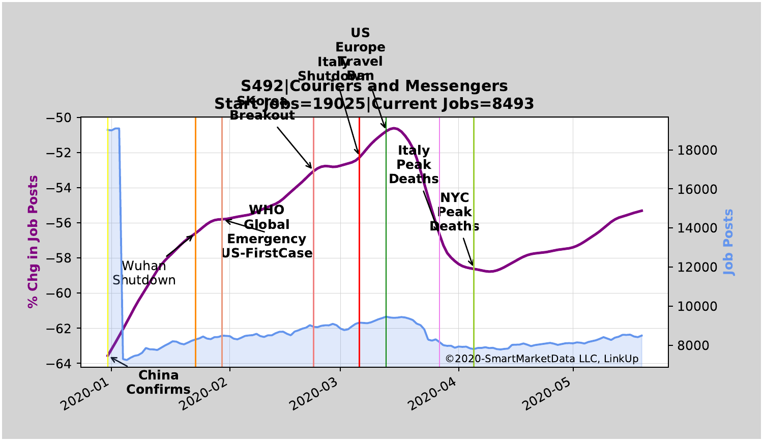## S492|Couriers and Messengers
## Start Jobs=19025|Current Jobs=8493

% Chg in Job Posts

Job Posts

China Confirms

Wuhan Shutdown

WHO Global Emergency US-FirstCase

SKorea Breakout

Italy Shutdown

US Europe Travel Ban

Italy Peak Deaths

NYC Peak Deaths

2020-01 | 2020-02 | 2020-03 | 2020-04 | 2020-05

©2020-SmartMarketData LLC, LinkUp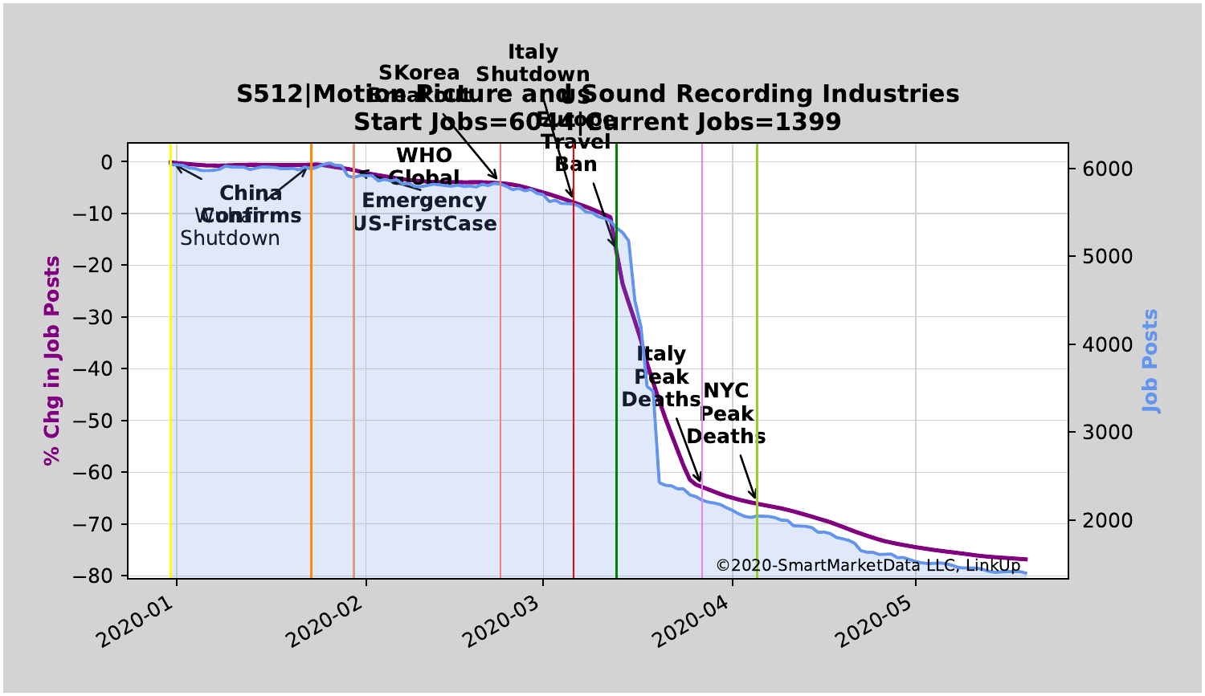**S512|Motion Picture and Sound Recording Industries**
**Start Jobs=6044|Current Jobs=1399**

©2020-SmartMarketData LLC, LinkUp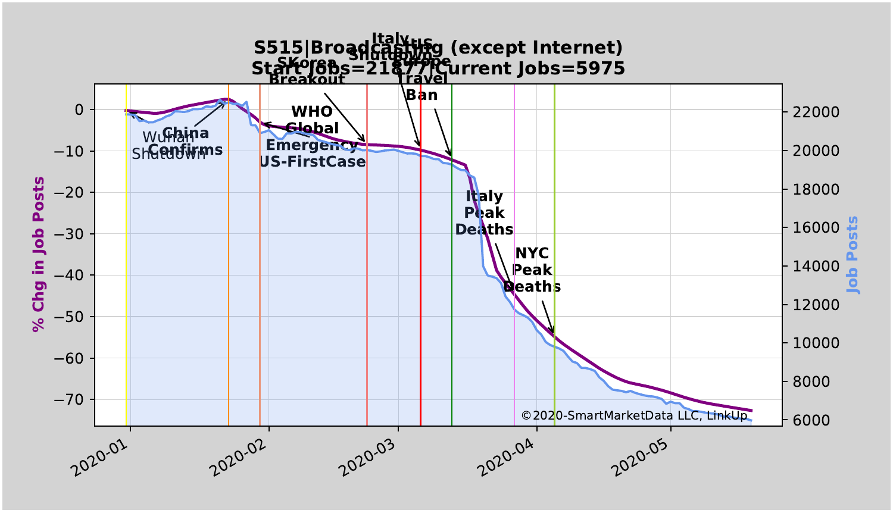# S515|Broadcasting (except Internet)

## Start Jobs=21877|Current Jobs=5975

% Chg in Job Posts

Job Posts

©2020-SmartMarketData LLC, LinkUp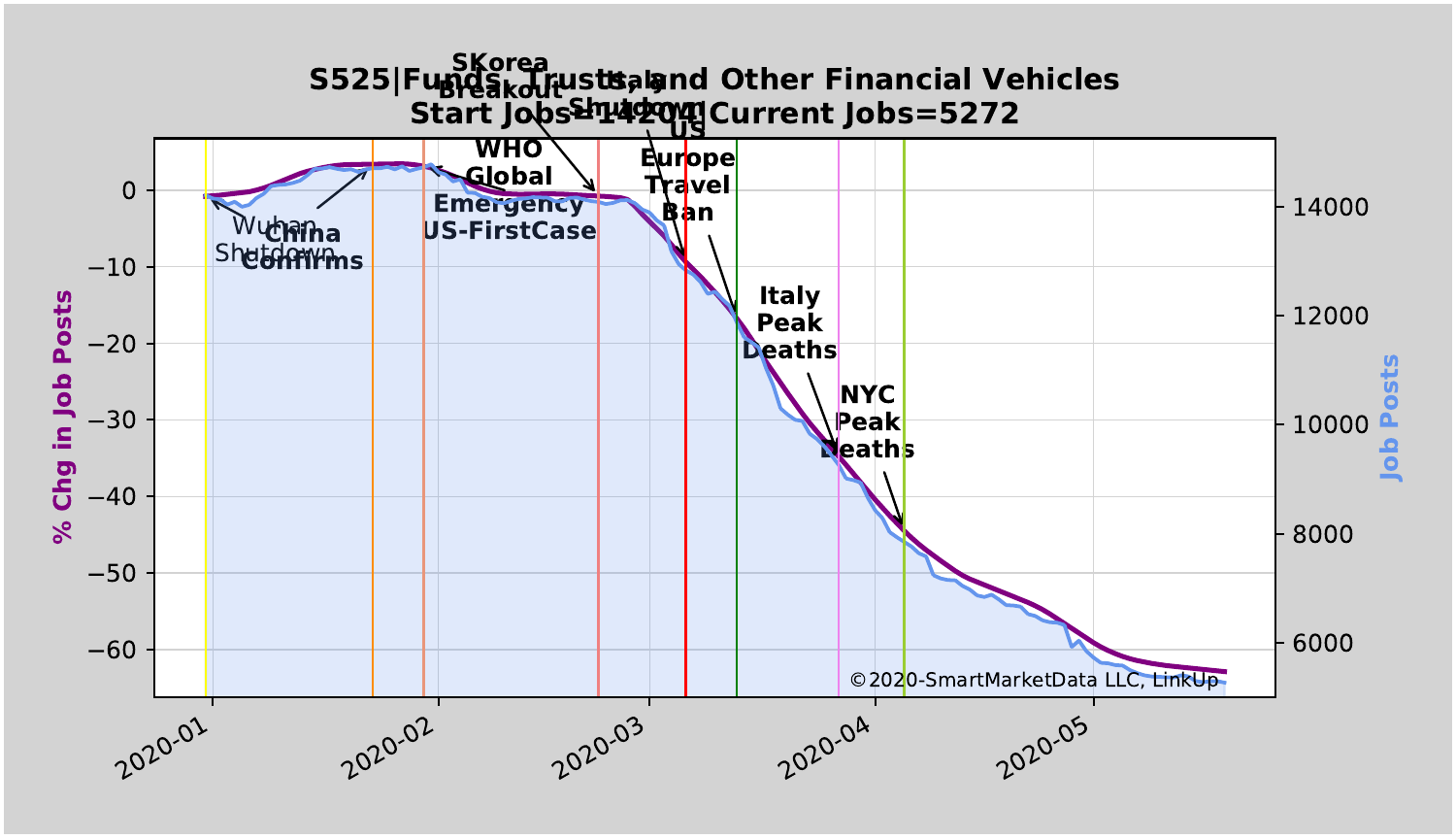S525|Funds, Trusts, and Other Financial Vehicles
Start Jobs=14204 Current Jobs=5272

% Chg in Job Posts

Job Posts

Wuhan Shutdown
China Confirms
WHO Global Emergency
US-FirstCase
SKorea Breakout
Italy Shutdown
US Europe Travel Ban
Italy Peak Deaths
NYC Peak Deaths

©2020-SmartMarketData LLC, LinkUp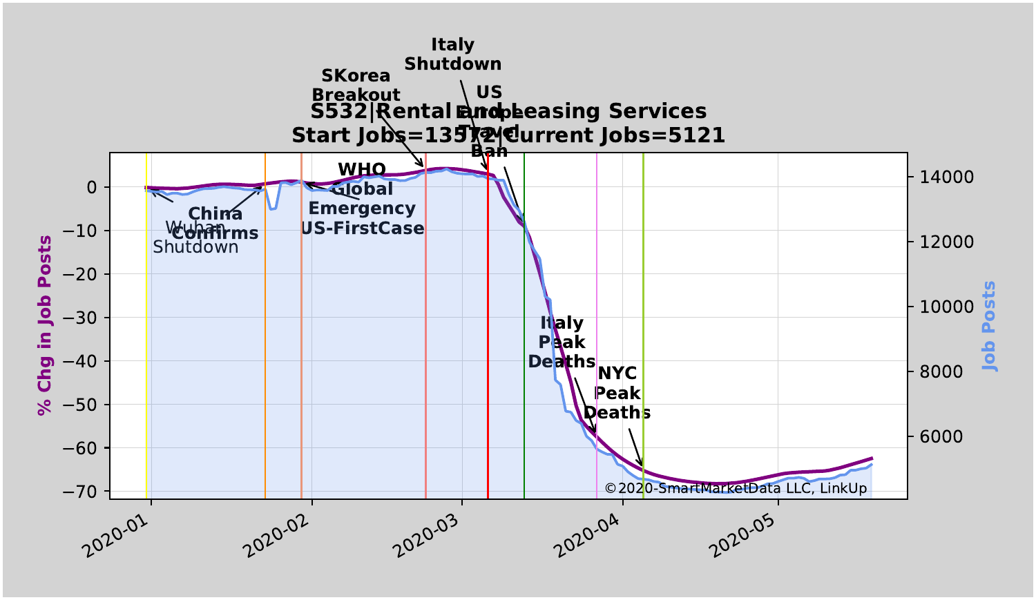**S532|Rental and Leasing Services**
**Start Jobs=13572|Current Jobs=5121**

Annotations: Wuhan Shutdown; China Confirms; WHO Global Emergency; US-FirstCase; SKorea Breakout; Italy Shutdown; US Europe Travel Ban; Italy Peak Deaths; NYC Peak Deaths

Left axis: % Chg in Job Posts (0, −10, −20, −30, −40, −50, −60, −70)

Right axis: Job Posts (14000, 12000, 10000, 8000, 6000)

X axis: 2020-01, 2020-02, 2020-03, 2020-04, 2020-05

©2020-SmartMarketData LLC, LinkUp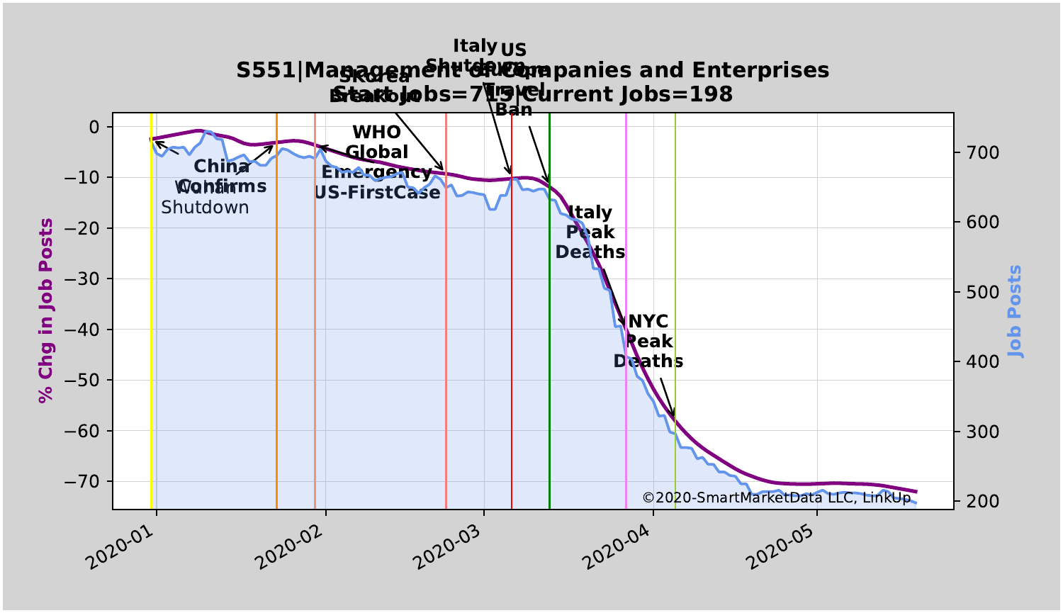# S551|Management of Companies and Enterprises

## Start Jobs=715|Current Jobs=198

Italy Shutdown

US Travel Ban

SKorea Breakout

WHO Global Emergency

US-FirstCase

China Confirms

Wuhan Shutdown

Italy Peak Deaths

NYC Peak Deaths

% Chg in Job Posts

Job Posts

©2020-SmartMarketData LLC, LinkUp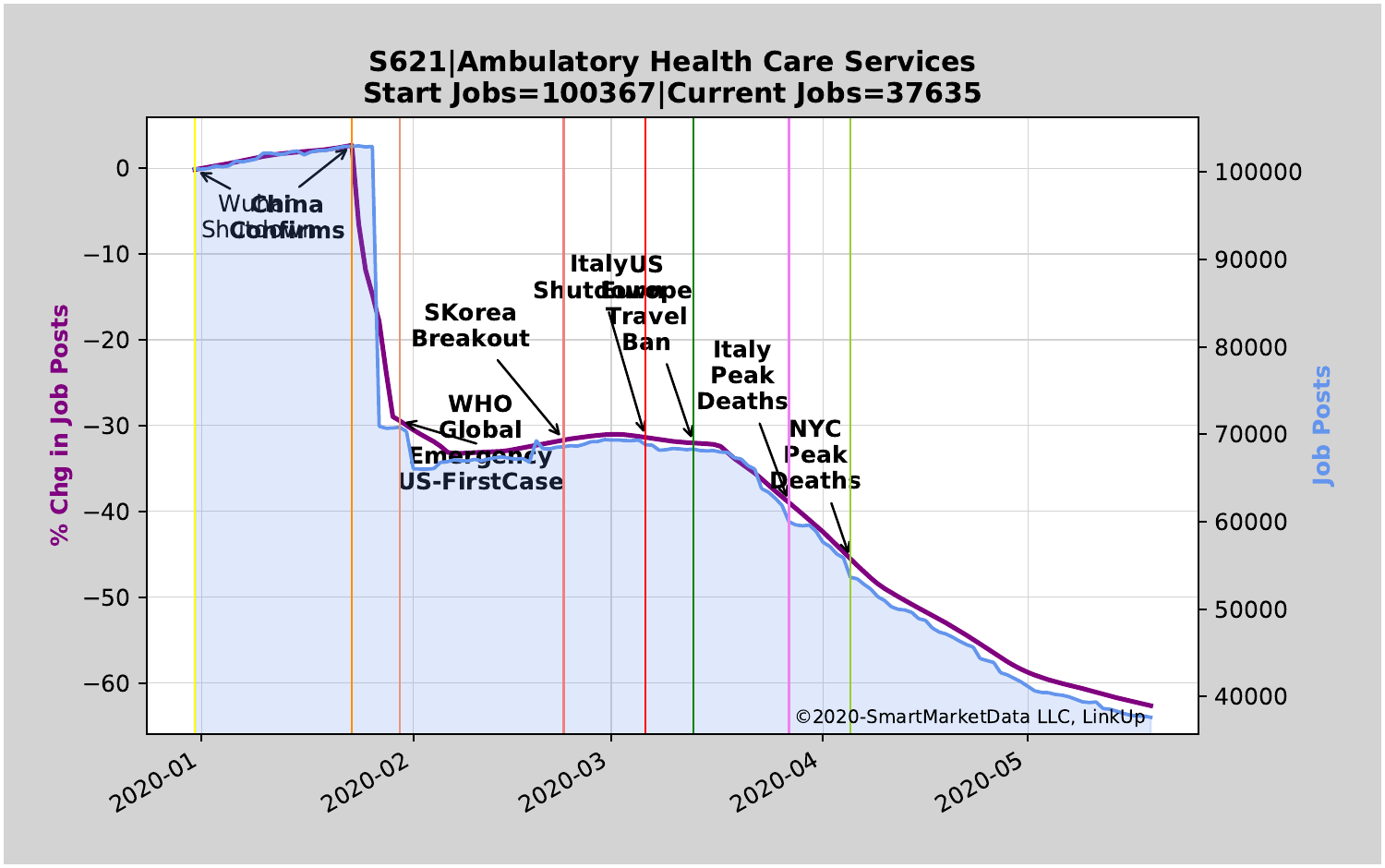# S621|Ambulatory Health Care Services

## Start Jobs=100367|Current Jobs=37635

% Chg in Job Posts

Job Posts

Wuhan Shutdown

China Confirms

WHO Global Emergency

US-FirstCase

SKorea Breakout

Italy Shutdown

US Europe Travel Ban

Italy Peak Deaths

NYC Peak Deaths

2020-01 2020-02 2020-03 2020-04 2020-05

©2020-SmartMarketData LLC, LinkUp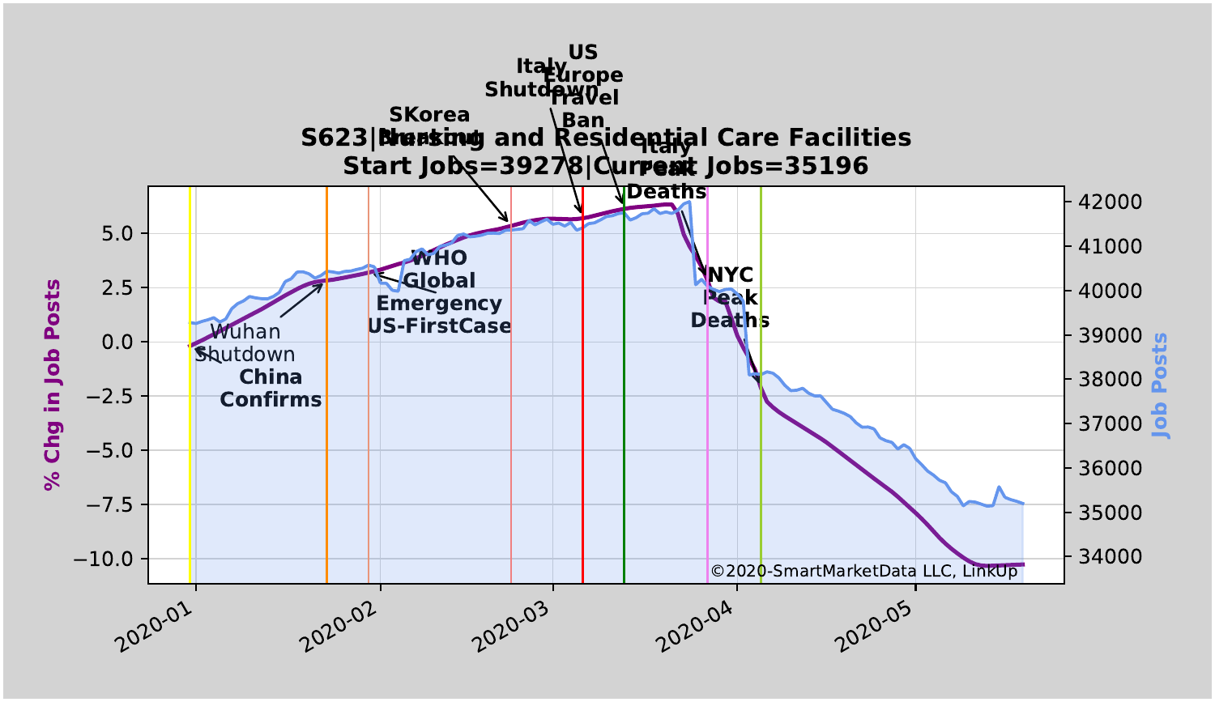**S623|Nursing and Residential Care Facilities**
**Start Jobs=39278|Current Jobs=35196**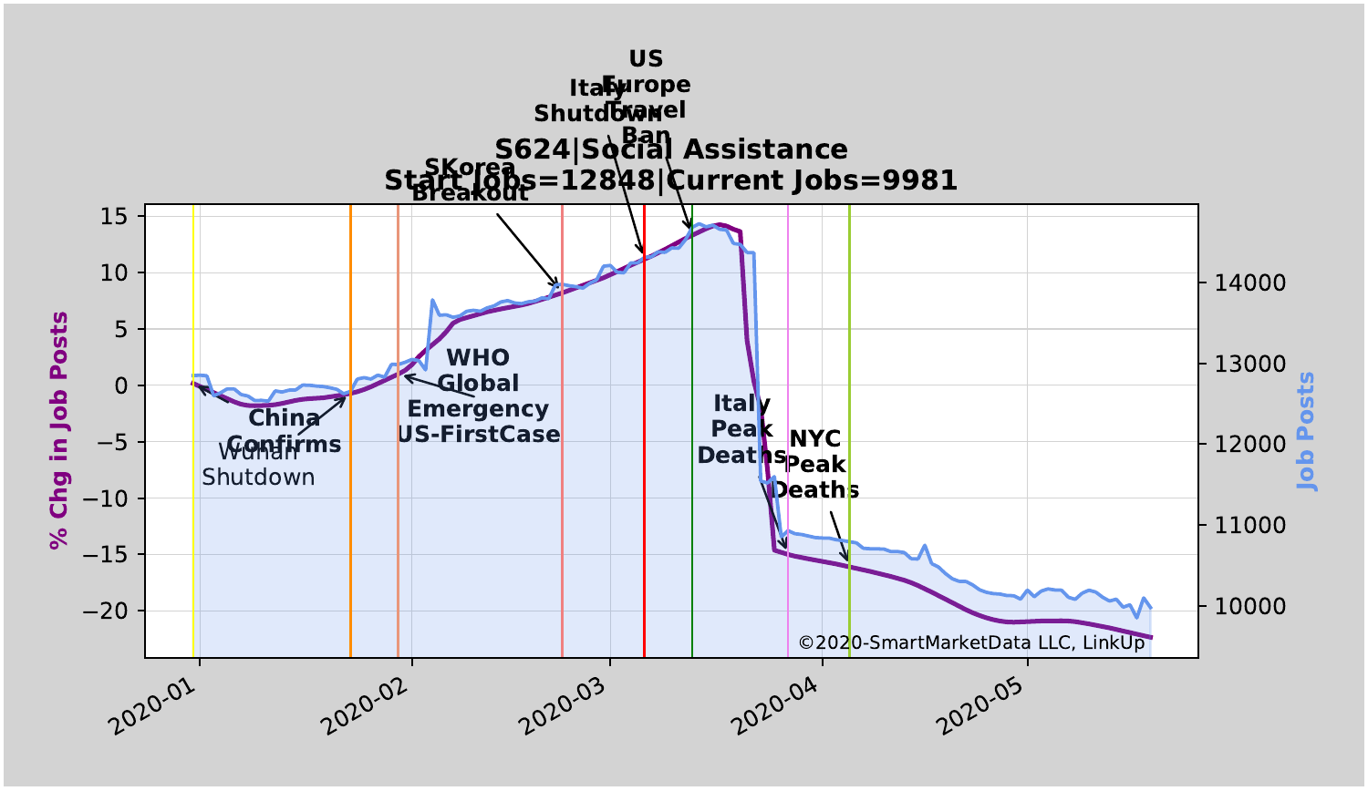**S624|Social Assistance**
**Start Jobs=12848|Current Jobs=9981**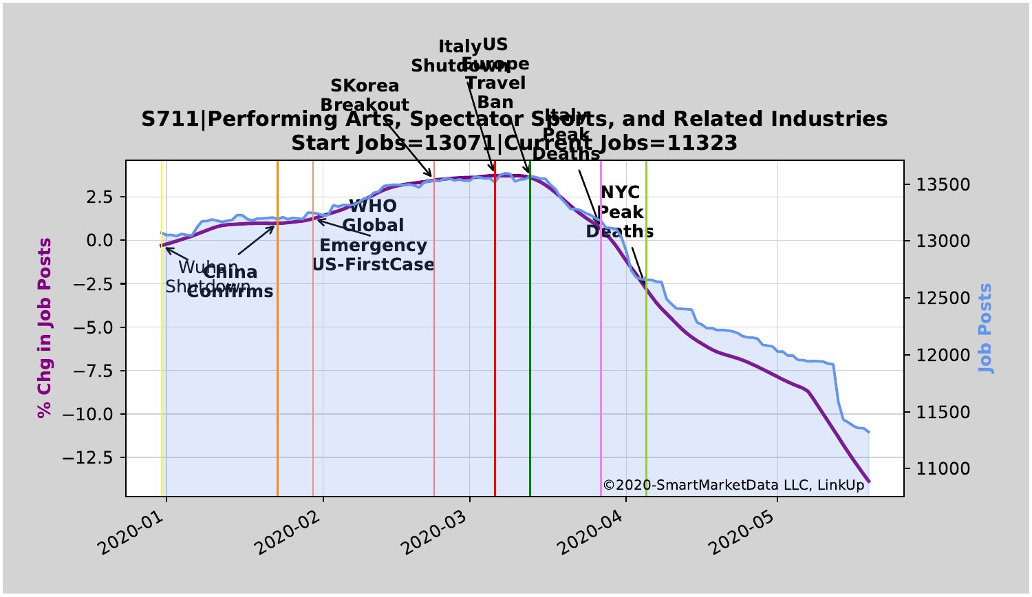**S711|Performing Arts, Spectator Sports, and Related Industries**
**Start Jobs=13071|Current Jobs=11323**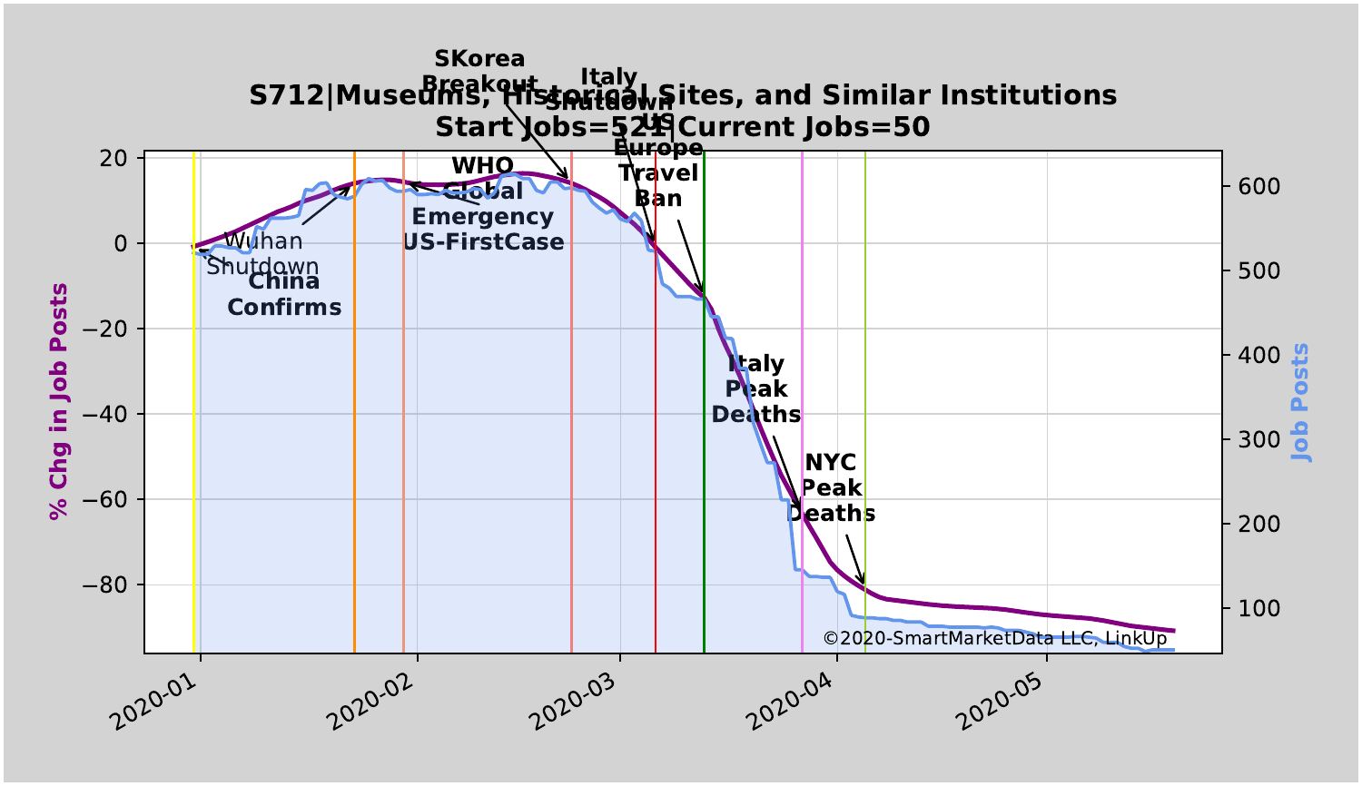S712|Museums, Historical Sites, and Similar Institutions
Start Jobs=521|Current Jobs=50

Wuhan Shutdown
China Confirms
WHO Global Emergency US-FirstCase
SKorea Breakout
Italy Shutdown
US Europe Travel Ban
Italy Peak Deaths
NYC Peak Deaths

% Chg in Job Posts

Job Posts

©2020-SmartMarketData LLC, LinkUp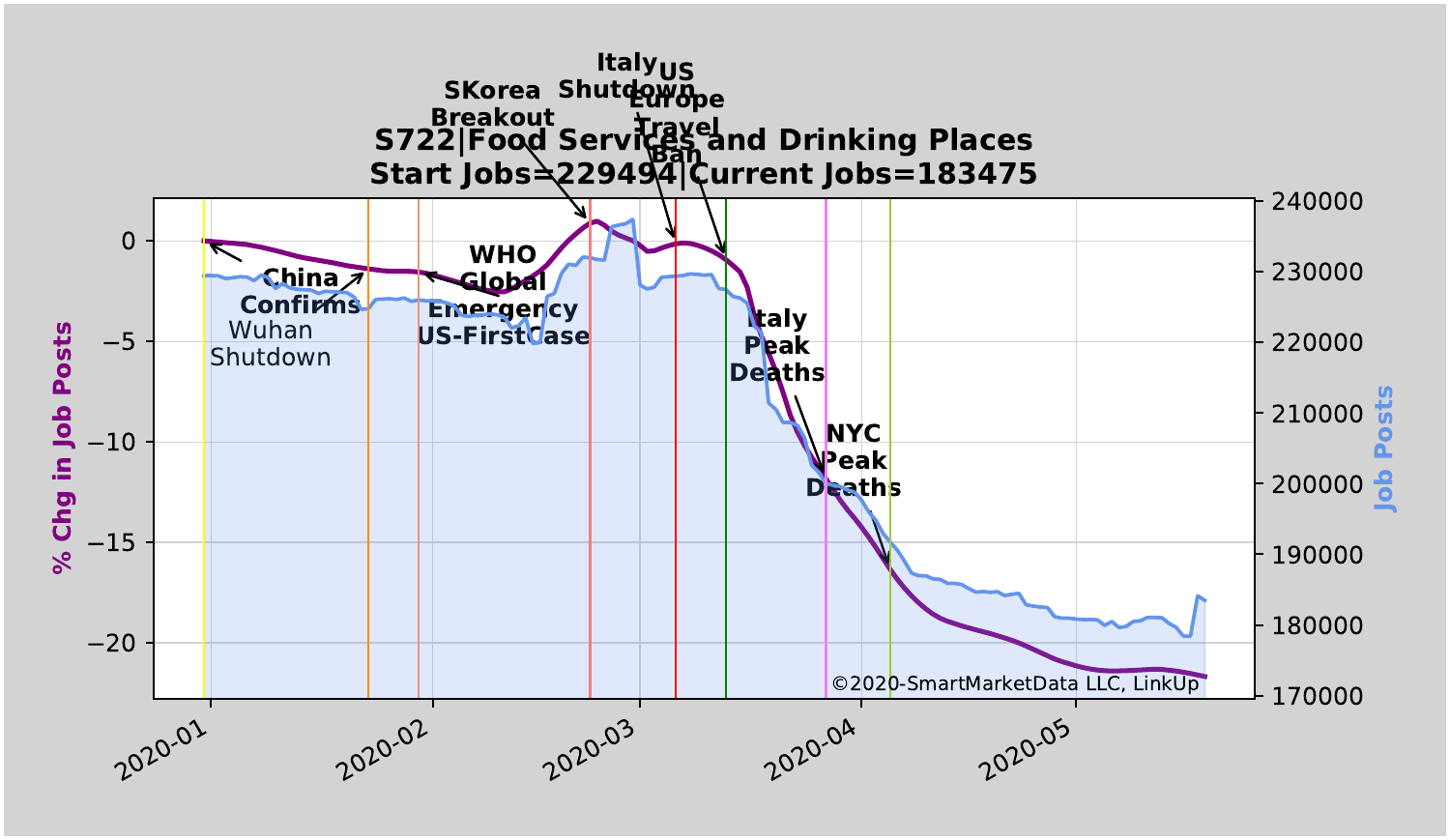**S722|Food Services and Drinking Places**
**Start Jobs=229494|Current Jobs=183475**

% Chg in Job Posts

Job Posts

China Confirms

Wuhan Shutdown

WHO Global Emergency US-FirstCase

SKorea Breakout

Italy Shutdown

US Europe Travel Ban

Italy Peak Deaths

NYC Peak Deaths

©2020-SmartMarketData LLC, LinkUp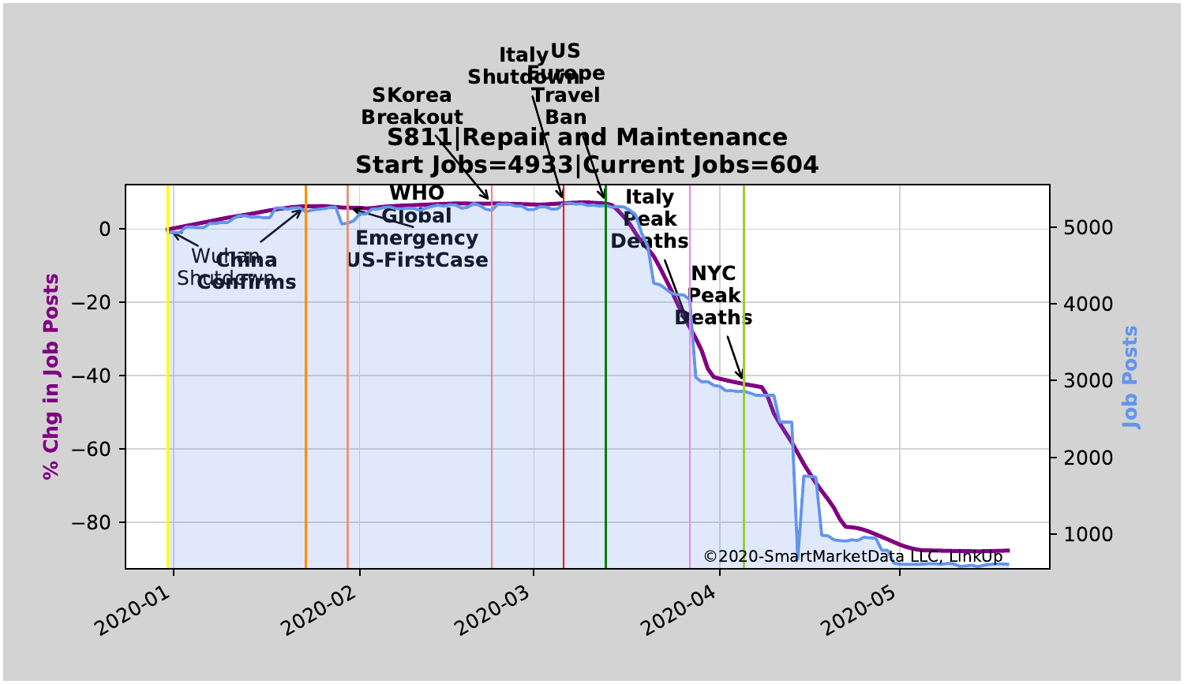**S811|Repair and Maintenance**
**Start Jobs=4933|Current Jobs=604**

% Chg in Job Posts

Job Posts

Wuhan Shutdown, China Confirms, WHO Global Emergency US-FirstCase, SKorea Breakout, Italy Shutdown, US Europe Travel Ban, Italy Peak Deaths, NYC Peak Deaths

©2020-SmartMarketData LLC, LinkUp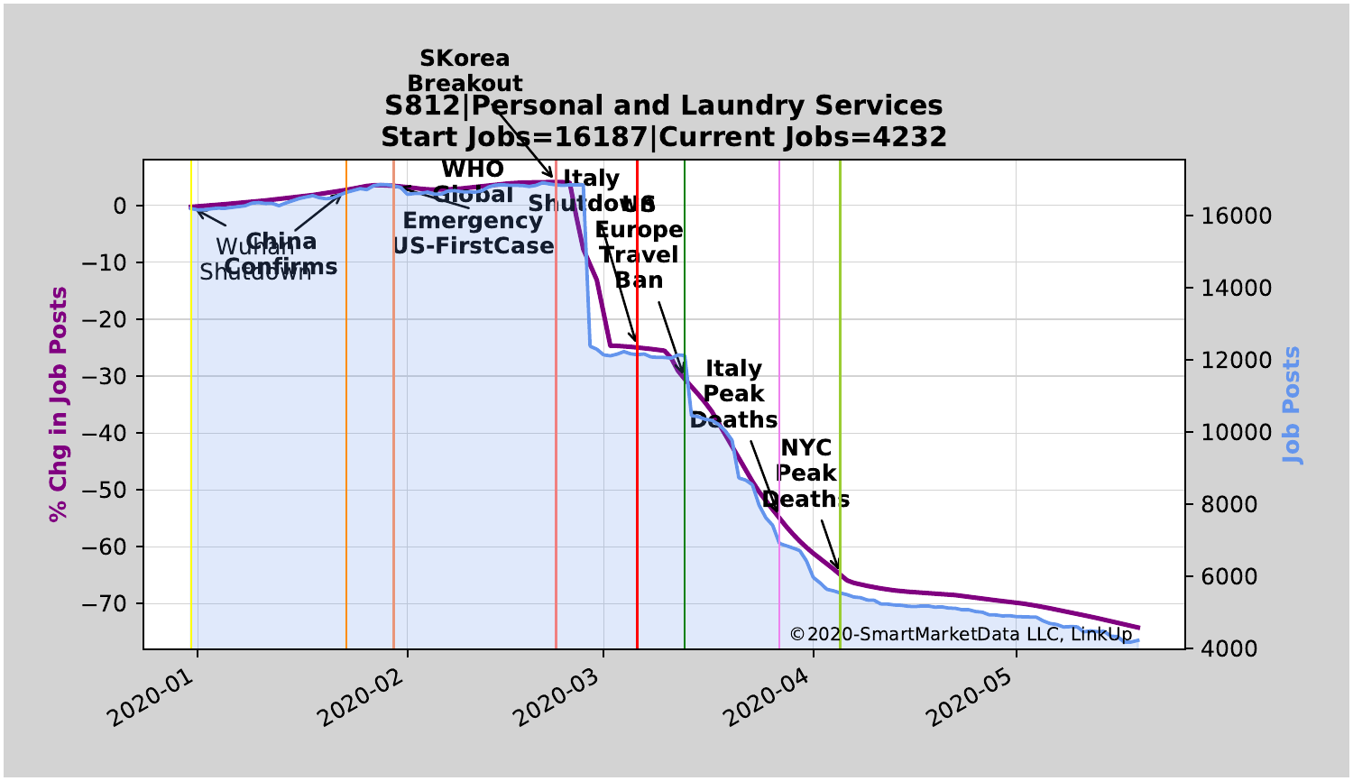# S812|Personal and Laundry Services

## Start Jobs=16187|Current Jobs=4232

% Chg in Job Posts (left axis: 0 to −70) | Job Posts (right axis: 4000 to 16000)

Event annotations: Wuhan Shutdown, China Confirms, WHO Global Emergency, US-FirstCase, SKorea Breakout, Italy Shutdown, US Europe Travel Ban, Italy Peak Deaths, NYC Peak Deaths

Dates: 2020-01, 2020-02, 2020-03, 2020-04, 2020-05

©2020-SmartMarketData LLC, LinkUp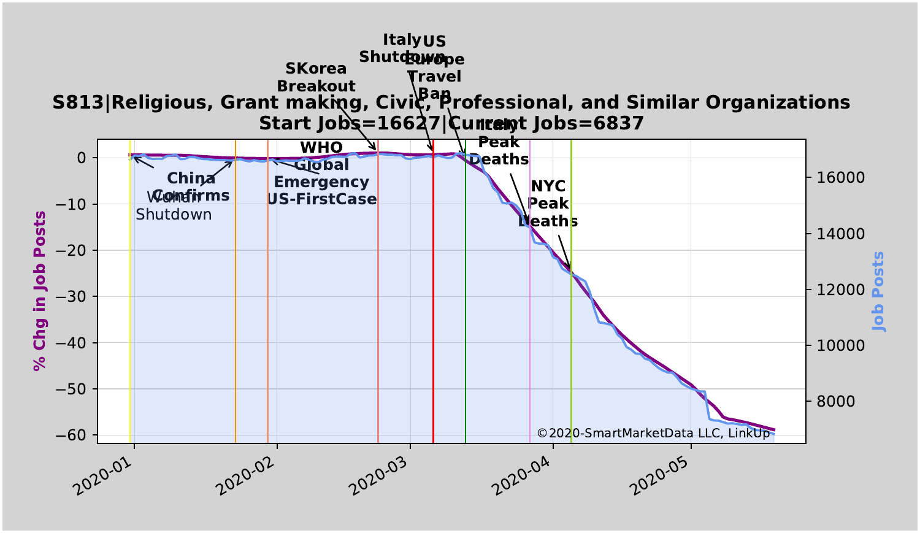**S813|Religious, Grant making, Civic, Professional, and Similar Organizations**
**Start Jobs=16627|Current Jobs=6837**

©2020-SmartMarketData LLC, LinkUp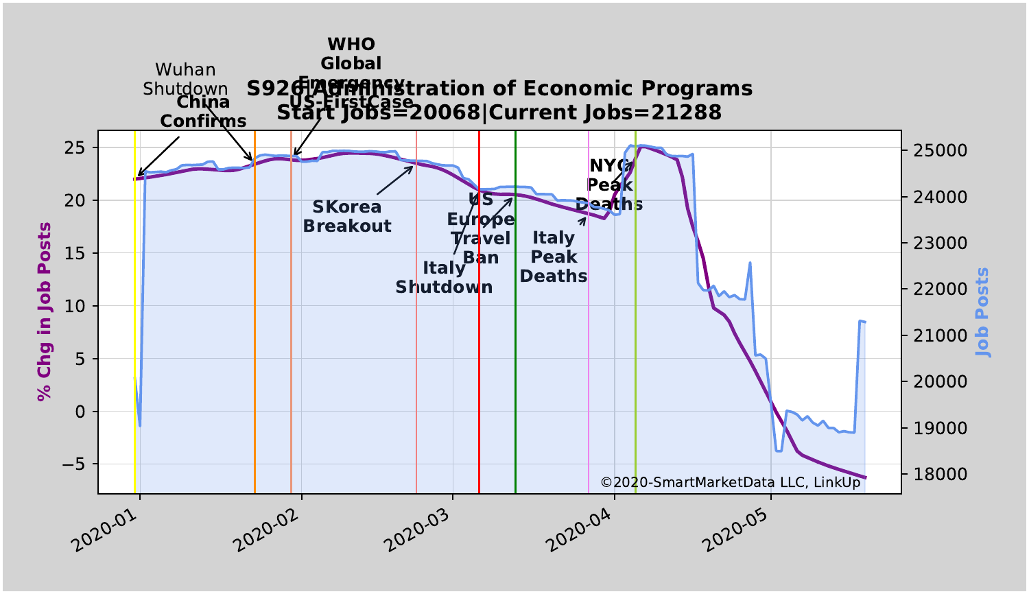S926|Administration of Economic Programs
Start Jobs=20068|Current Jobs=21288

Wuhan Shutdown
China Confirms
WHO Global Emergency
US-FirstCase
SKorea Breakout
Italy Shutdown
US Europe Travel Ban
Italy Peak Deaths
NYC Peak Deaths

% Chg in Job Posts
Job Posts

25
20
15
10
5
0
−5

25000
24000
23000
22000
21000
20000
19000
18000

2020-01
2020-02
2020-03
2020-04
2020-05

©2020-SmartMarketData LLC, LinkUp